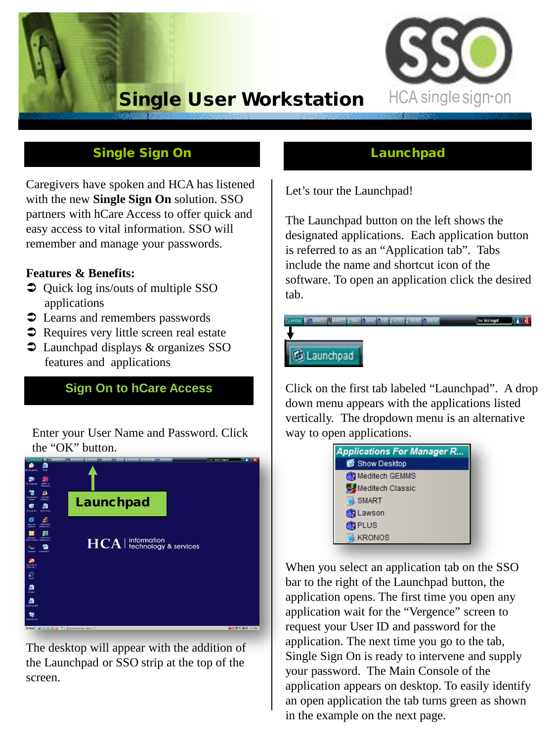# Single User Workstation

HCA single sign-on

## Single Sign On

Caregivers have spoken and HCA has listened with the new **Single Sign On** solution. SSO partners with hCare Access to offer quick and easy access to vital information. SSO will remember and manage your passwords.

**Features & Benefits:**

- Quick log ins/outs of multiple SSO applications
- Learns and remembers passwords
- Requires very little screen real estate
- Launchpad displays & organizes SSO features and applications

## Sign On to hCare Access

Enter your User Name and Password. Click the "OK" button.

The desktop will appear with the addition of the Launchpad or SSO strip at the top of the screen.

## Launchpad

Let's tour the Launchpad!

The Launchpad button on the left shows the designated applications. Each application button is referred to as an "Application tab". Tabs include the name and shortcut icon of the software. To open an application click the desired tab.

Click on the first tab labeled "Launchpad". A drop down menu appears with the applications listed vertically. The dropdown menu is an alternative way to open applications.

When you select an application tab on the SSO bar to the right of the Launchpad button, the application opens. The first time you open any application wait for the "Vergence" screen to request your User ID and password for the application. The next time you go to the tab, Single Sign On is ready to intervene and supply your password. The Main Console of the application appears on desktop. To easily identify an open application the tab turns green as shown in the example on the next page.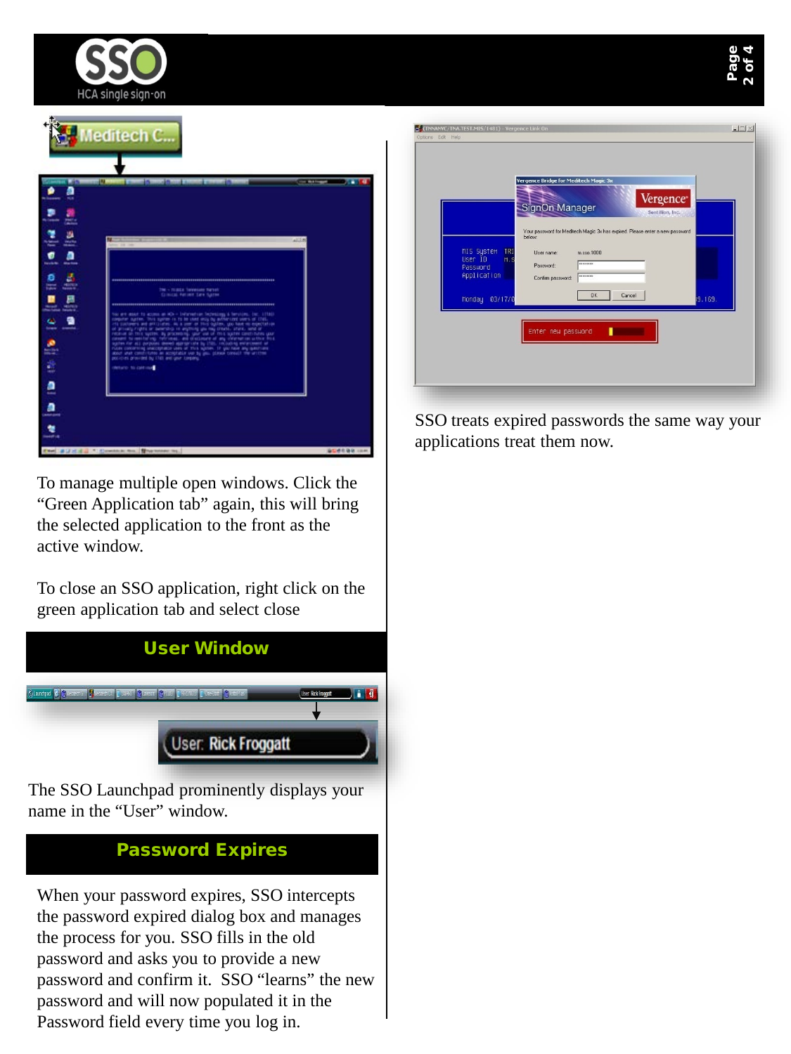To manage multiple open windows. Click the "Green Application tab" again, this will bring the selected application to the front as the active window.

To close an SSO application, right click on the green application tab and select close

## User Window

The SSO Launchpad prominently displays your name in the "User" window.

## Password Expires

When your password expires, SSO intercepts the password expired dialog box and manages the process for you. SSO fills in the old password and asks you to provide a new password and confirm it.  SSO "learns" the new password and will now populated it in the Password field every time you log in.

SSO treats expired passwords the same way your applications treat them now.